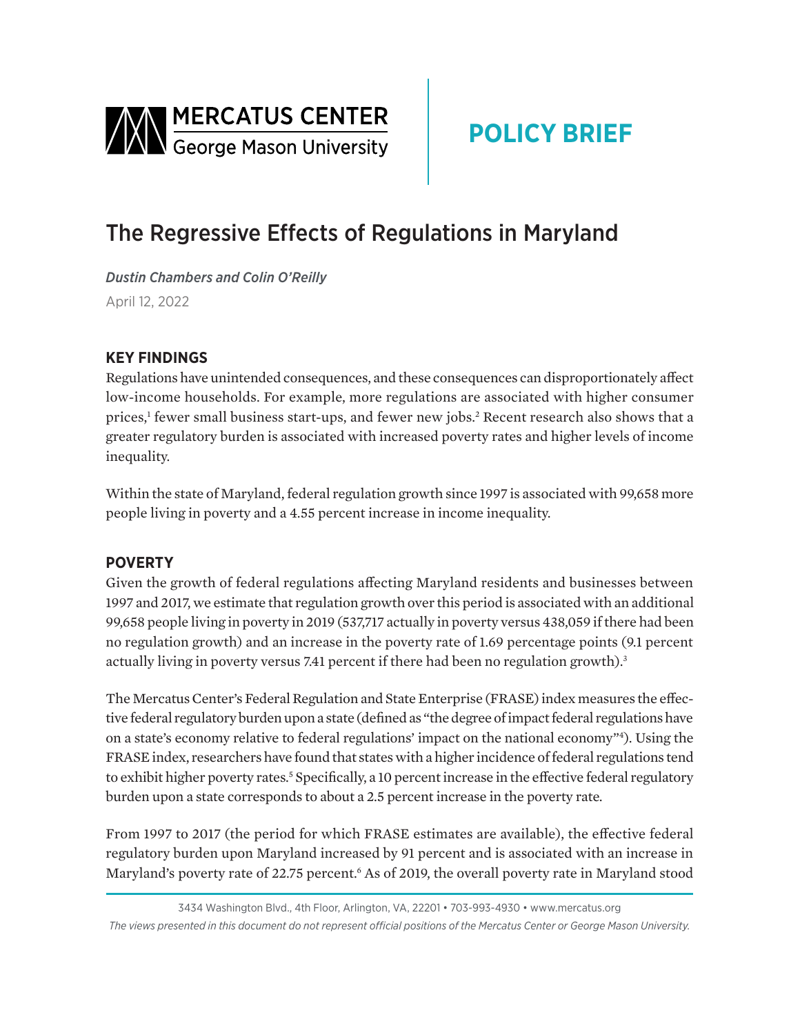MERCATUS CENTER
George Mason University

**POLICY BRIEF**

# The Regressive Effects of Regulations in Maryland

*Dustin Chambers and Colin O'Reilly*

April 12, 2022

## KEY FINDINGS

Regulations have unintended consequences, and these consequences can disproportionately affect low-income households. For example, more regulations are associated with higher consumer prices,[1] fewer small business start-ups, and fewer new jobs.[2] Recent research also shows that a greater regulatory burden is associated with increased poverty rates and higher levels of income inequality.

Within the state of Maryland, federal regulation growth since 1997 is associated with 99,658 more people living in poverty and a 4.55 percent increase in income inequality.

## POVERTY

Given the growth of federal regulations affecting Maryland residents and businesses between 1997 and 2017, we estimate that regulation growth over this period is associated with an additional 99,658 people living in poverty in 2019 (537,717 actually in poverty versus 438,059 if there had been no regulation growth) and an increase in the poverty rate of 1.69 percentage points (9.1 percent actually living in poverty versus 7.41 percent if there had been no regulation growth).[3]

The Mercatus Center's Federal Regulation and State Enterprise (FRASE) index measures the effective federal regulatory burden upon a state (defined as "the degree of impact federal regulations have on a state's economy relative to federal regulations' impact on the national economy"[4]). Using the FRASE index, researchers have found that states with a higher incidence of federal regulations tend to exhibit higher poverty rates.[5] Specifically, a 10 percent increase in the effective federal regulatory burden upon a state corresponds to about a 2.5 percent increase in the poverty rate.

From 1997 to 2017 (the period for which FRASE estimates are available), the effective federal regulatory burden upon Maryland increased by 91 percent and is associated with an increase in Maryland's poverty rate of 22.75 percent.[6] As of 2019, the overall poverty rate in Maryland stood

3434 Washington Blvd., 4th Floor, Arlington, VA, 22201 • 703-993-4930 • www.mercatus.org

*The views presented in this document do not represent official positions of the Mercatus Center or George Mason University.*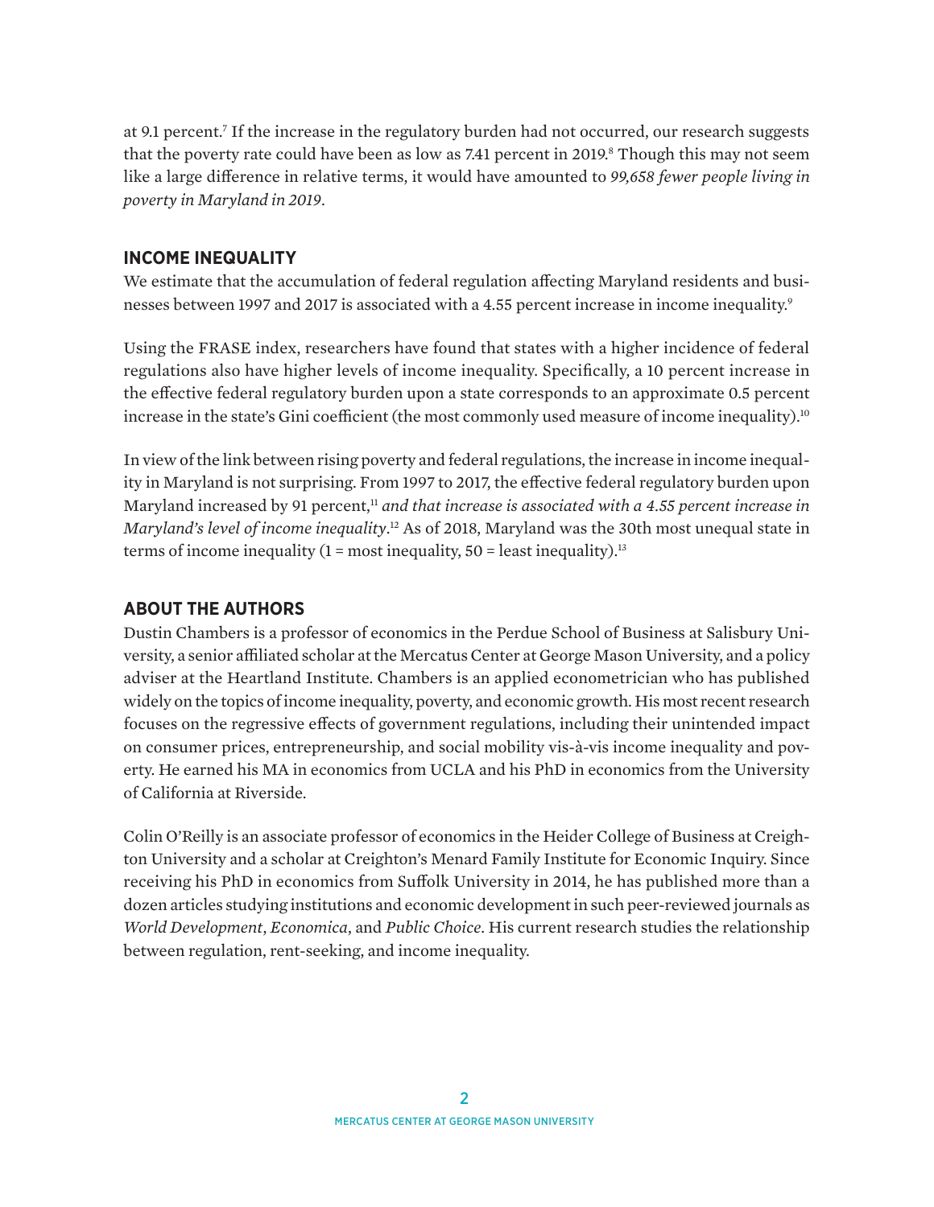at 9.1 percent.[7] If the increase in the regulatory burden had not occurred, our research suggests that the poverty rate could have been as low as 7.41 percent in 2019.[8] Though this may not seem like a large difference in relative terms, it would have amounted to *99,658 fewer people living in poverty in Maryland in 2019*.

## INCOME INEQUALITY

We estimate that the accumulation of federal regulation affecting Maryland residents and businesses between 1997 and 2017 is associated with a 4.55 percent increase in income inequality.[9]

Using the FRASE index, researchers have found that states with a higher incidence of federal regulations also have higher levels of income inequality. Specifically, a 10 percent increase in the effective federal regulatory burden upon a state corresponds to an approximate 0.5 percent increase in the state's Gini coefficient (the most commonly used measure of income inequality).[10]

In view of the link between rising poverty and federal regulations, the increase in income inequality in Maryland is not surprising. From 1997 to 2017, the effective federal regulatory burden upon Maryland increased by 91 percent,[11] *and that increase is associated with a 4.55 percent increase in Maryland's level of income inequality*.[12] As of 2018, Maryland was the 30th most unequal state in terms of income inequality (1 = most inequality, 50 = least inequality).[13]

## ABOUT THE AUTHORS

Dustin Chambers is a professor of economics in the Perdue School of Business at Salisbury University, a senior affiliated scholar at the Mercatus Center at George Mason University, and a policy adviser at the Heartland Institute. Chambers is an applied econometrician who has published widely on the topics of income inequality, poverty, and economic growth. His most recent research focuses on the regressive effects of government regulations, including their unintended impact on consumer prices, entrepreneurship, and social mobility vis-à-vis income inequality and poverty. He earned his MA in economics from UCLA and his PhD in economics from the University of California at Riverside.

Colin O'Reilly is an associate professor of economics in the Heider College of Business at Creighton University and a scholar at Creighton's Menard Family Institute for Economic Inquiry. Since receiving his PhD in economics from Suffolk University in 2014, he has published more than a dozen articles studying institutions and economic development in such peer-reviewed journals as *World Development*, *Economica*, and *Public Choice*. His current research studies the relationship between regulation, rent-seeking, and income inequality.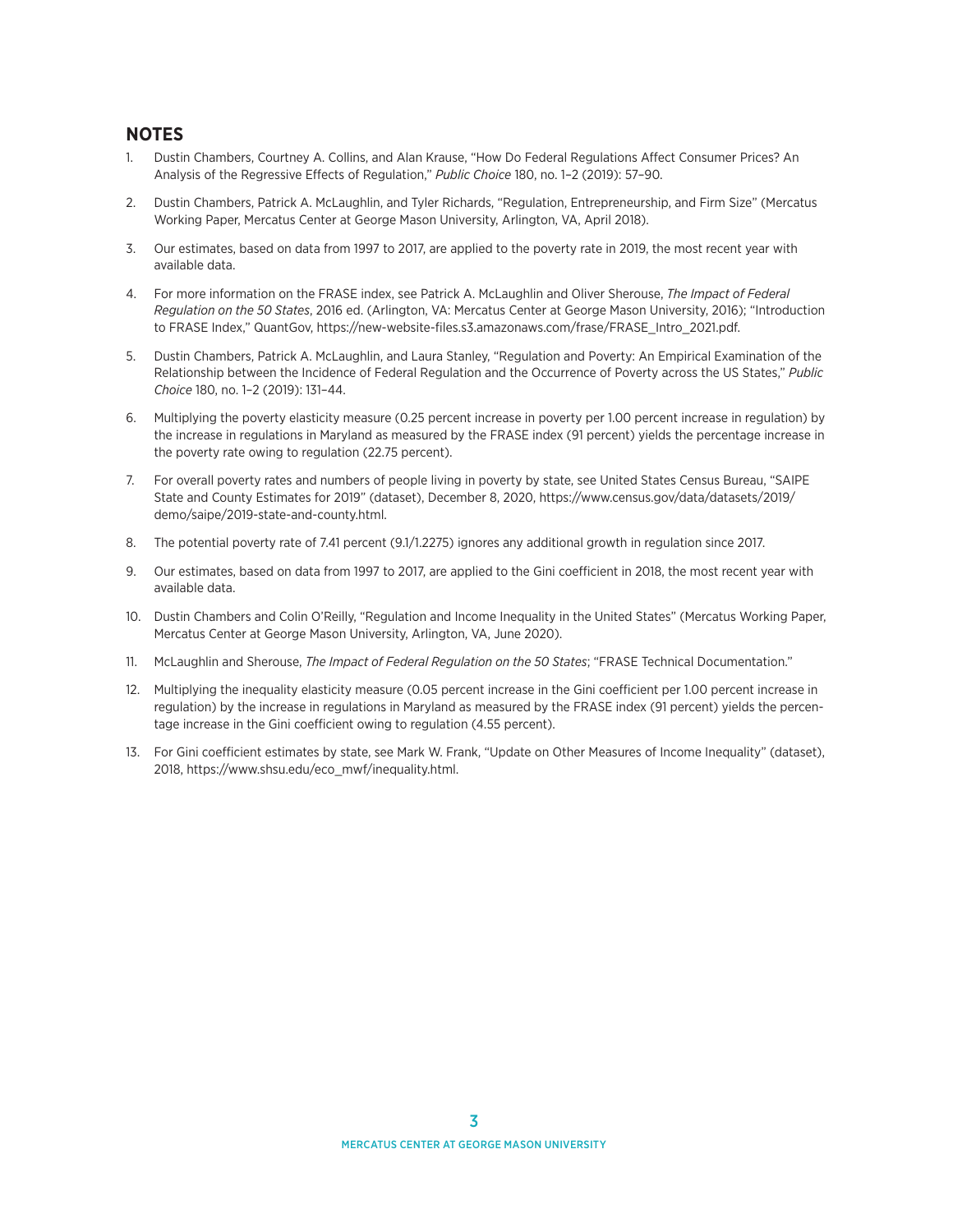## NOTES

1. Dustin Chambers, Courtney A. Collins, and Alan Krause, "How Do Federal Regulations Affect Consumer Prices? An Analysis of the Regressive Effects of Regulation," *Public Choice* 180, no. 1–2 (2019): 57–90.
2. Dustin Chambers, Patrick A. McLaughlin, and Tyler Richards, "Regulation, Entrepreneurship, and Firm Size" (Mercatus Working Paper, Mercatus Center at George Mason University, Arlington, VA, April 2018).
3. Our estimates, based on data from 1997 to 2017, are applied to the poverty rate in 2019, the most recent year with available data.
4. For more information on the FRASE index, see Patrick A. McLaughlin and Oliver Sherouse, *The Impact of Federal Regulation on the 50 States*, 2016 ed. (Arlington, VA: Mercatus Center at George Mason University, 2016); "Introduction to FRASE Index," QuantGov, https://new-website-files.s3.amazonaws.com/frase/FRASE_Intro_2021.pdf.
5. Dustin Chambers, Patrick A. McLaughlin, and Laura Stanley, "Regulation and Poverty: An Empirical Examination of the Relationship between the Incidence of Federal Regulation and the Occurrence of Poverty across the US States," *Public Choice* 180, no. 1–2 (2019): 131–44.
6. Multiplying the poverty elasticity measure (0.25 percent increase in poverty per 1.00 percent increase in regulation) by the increase in regulations in Maryland as measured by the FRASE index (91 percent) yields the percentage increase in the poverty rate owing to regulation (22.75 percent).
7. For overall poverty rates and numbers of people living in poverty by state, see United States Census Bureau, "SAIPE State and County Estimates for 2019" (dataset), December 8, 2020, https://www.census.gov/data/datasets/2019/demo/saipe/2019-state-and-county.html.
8. The potential poverty rate of 7.41 percent (9.1/1.2275) ignores any additional growth in regulation since 2017.
9. Our estimates, based on data from 1997 to 2017, are applied to the Gini coefficient in 2018, the most recent year with available data.
10. Dustin Chambers and Colin O'Reilly, "Regulation and Income Inequality in the United States" (Mercatus Working Paper, Mercatus Center at George Mason University, Arlington, VA, June 2020).
11. McLaughlin and Sherouse, *The Impact of Federal Regulation on the 50 States*; "FRASE Technical Documentation."
12. Multiplying the inequality elasticity measure (0.05 percent increase in the Gini coefficient per 1.00 percent increase in regulation) by the increase in regulations in Maryland as measured by the FRASE index (91 percent) yields the percentage increase in the Gini coefficient owing to regulation (4.55 percent).
13. For Gini coefficient estimates by state, see Mark W. Frank, "Update on Other Measures of Income Inequality" (dataset), 2018, https://www.shsu.edu/eco_mwf/inequality.html.